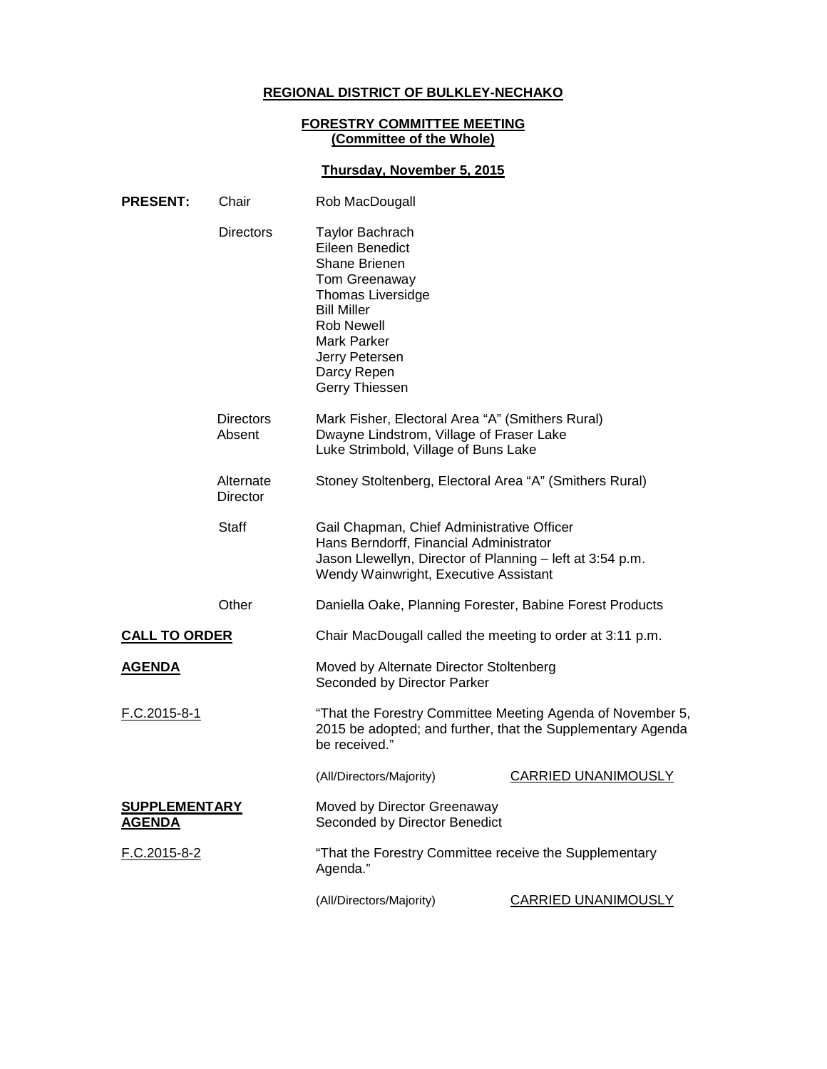**REGIONAL DISTRICT OF BULKLEY-NECHAKO**

**FORESTRY COMMITTEE MEETING**
**(Committee of the Whole)**

**Thursday, November 5, 2015**

| **PRESENT:** | Chair | Rob MacDougall |
|---|---|---|
| | Directors | Taylor Bachrach<br>Eileen Benedict<br>Shane Brienen<br>Tom Greenaway<br>Thomas Liversidge<br>Bill Miller<br>Rob Newell<br>Mark Parker<br>Jerry Petersen<br>Darcy Repen<br>Gerry Thiessen |
| | Directors Absent | Mark Fisher, Electoral Area "A" (Smithers Rural)<br>Dwayne Lindstrom, Village of Fraser Lake<br>Luke Strimbold, Village of Buns Lake |
| | Alternate Director | Stoney Stoltenberg, Electoral Area "A" (Smithers Rural) |
| | Staff | Gail Chapman, Chief Administrative Officer<br>Hans Berndorff, Financial Administrator<br>Jason Llewellyn, Director of Planning – left at 3:54 p.m.<br>Wendy Wainwright, Executive Assistant |
| | Other | Daniella Oake, Planning Forester, Babine Forest Products |

**CALL TO ORDER**

Chair MacDougall called the meeting to order at 3:11 p.m.

**AGENDA**

Moved by Alternate Director Stoltenberg
Seconded by Director Parker

F.C.2015-8-1

"That the Forestry Committee Meeting Agenda of November 5, 2015 be adopted; and further, that the Supplementary Agenda be received."

(All/Directors/Majority) CARRIED UNANIMOUSLY

**SUPPLEMENTARY AGENDA**

Moved by Director Greenaway
Seconded by Director Benedict

F.C.2015-8-2

"That the Forestry Committee receive the Supplementary Agenda."

(All/Directors/Majority) CARRIED UNANIMOUSLY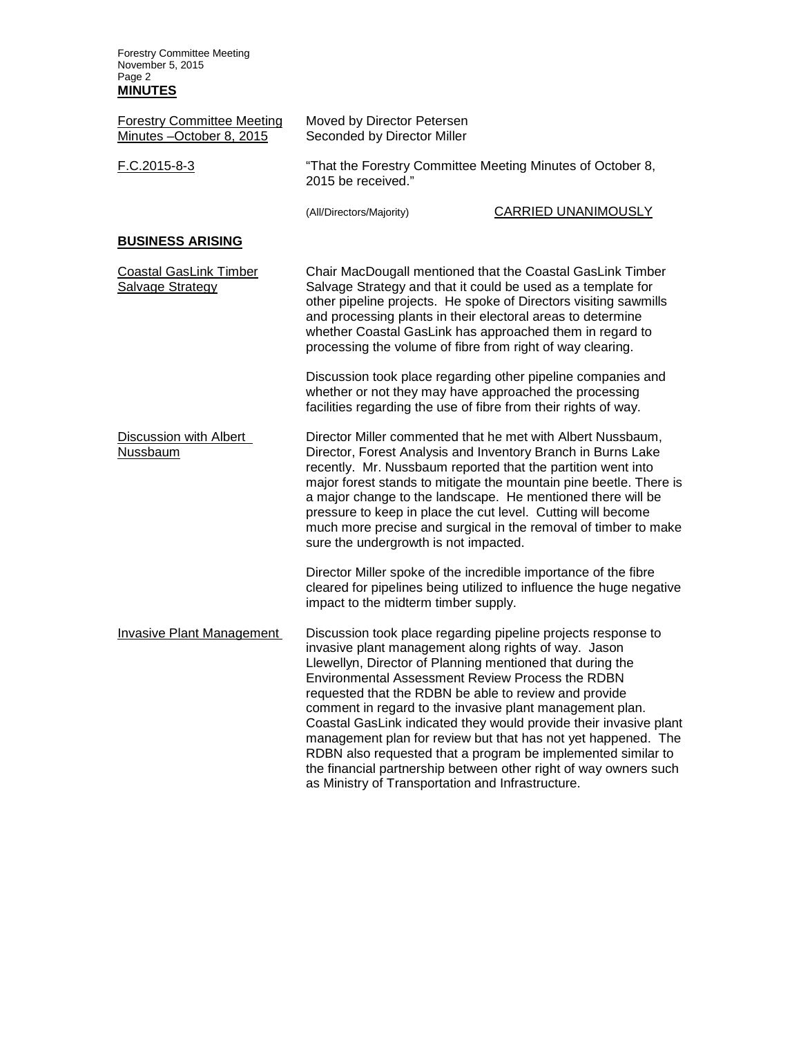**MINUTES**

| | | |
|---|---|---|
| Forestry Committee Meeting Minutes –October 8, 2015 | Moved by Director Petersen<br>Seconded by Director Miller | |
| F.C.2015-8-3 | "That the Forestry Committee Meeting Minutes of October 8, 2015 be received." | |
| | (All/Directors/Majority) | CARRIED UNANIMOUSLY |

## BUSINESS ARISING

**Coastal GasLink Timber Salvage Strategy**

Chair MacDougall mentioned that the Coastal GasLink Timber Salvage Strategy and that it could be used as a template for other pipeline projects. He spoke of Directors visiting sawmills and processing plants in their electoral areas to determine whether Coastal GasLink has approached them in regard to processing the volume of fibre from right of way clearing.

Discussion took place regarding other pipeline companies and whether or not they may have approached the processing facilities regarding the use of fibre from their rights of way.

**Discussion with Albert Nussbaum**

Director Miller commented that he met with Albert Nussbaum, Director, Forest Analysis and Inventory Branch in Burns Lake recently. Mr. Nussbaum reported that the partition went into major forest stands to mitigate the mountain pine beetle. There is a major change to the landscape. He mentioned there will be pressure to keep in place the cut level. Cutting will become much more precise and surgical in the removal of timber to make sure the undergrowth is not impacted.

Director Miller spoke of the incredible importance of the fibre cleared for pipelines being utilized to influence the huge negative impact to the midterm timber supply.

**Invasive Plant Management**

Discussion took place regarding pipeline projects response to invasive plant management along rights of way. Jason Llewellyn, Director of Planning mentioned that during the Environmental Assessment Review Process the RDBN requested that the RDBN be able to review and provide comment in regard to the invasive plant management plan. Coastal GasLink indicated they would provide their invasive plant management plan for review but that has not yet happened. The RDBN also requested that a program be implemented similar to the financial partnership between other right of way owners such as Ministry of Transportation and Infrastructure.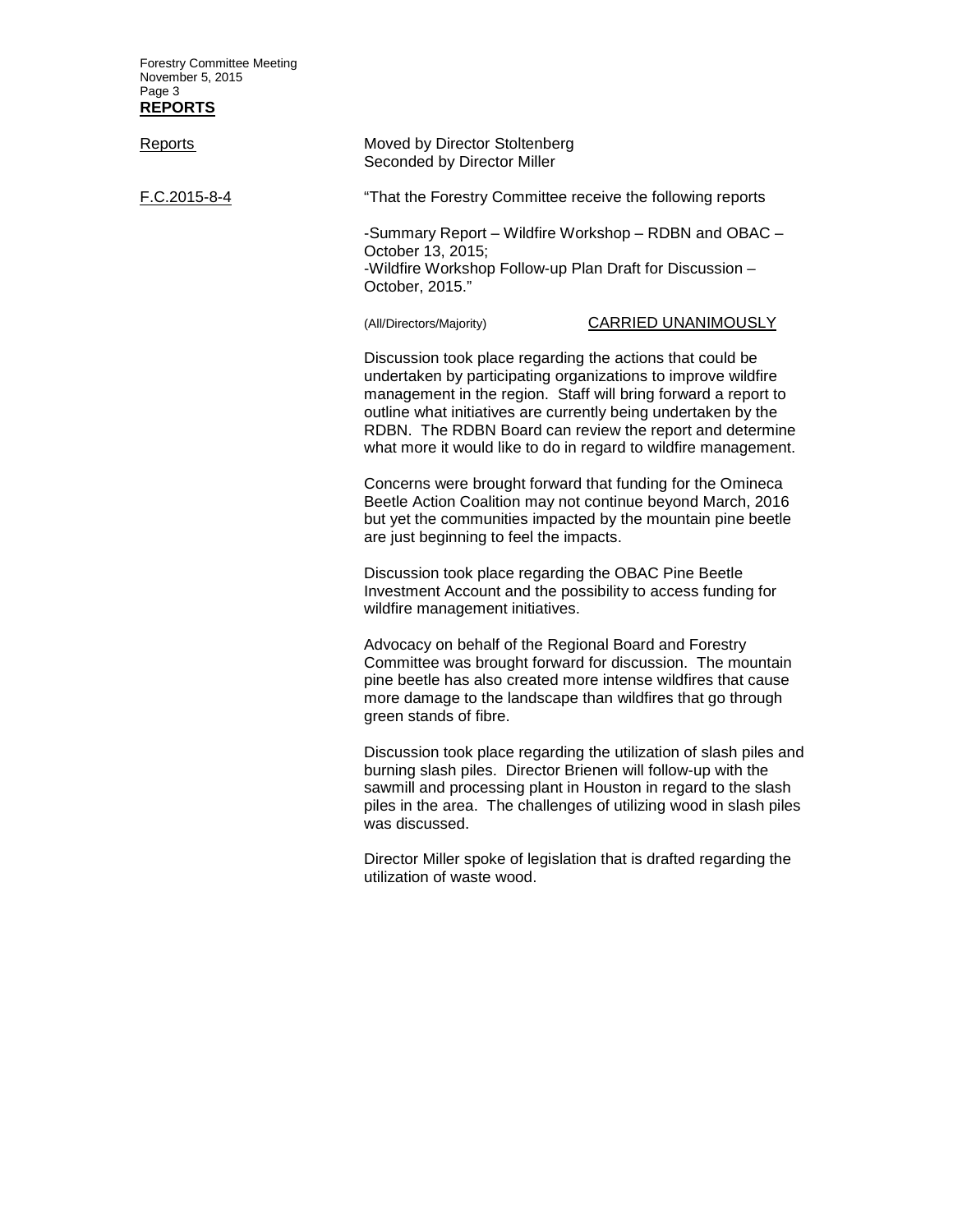## REPORTS

Reports

Moved by Director Stoltenberg
Seconded by Director Miller

F.C.2015-8-4

"That the Forestry Committee receive the following reports

-Summary Report – Wildfire Workshop – RDBN and OBAC – October 13, 2015;
-Wildfire Workshop Follow-up Plan Draft for Discussion – October, 2015."

(All/Directors/Majority) CARRIED UNANIMOUSLY

Discussion took place regarding the actions that could be undertaken by participating organizations to improve wildfire management in the region. Staff will bring forward a report to outline what initiatives are currently being undertaken by the RDBN. The RDBN Board can review the report and determine what more it would like to do in regard to wildfire management.

Concerns were brought forward that funding for the Omineca Beetle Action Coalition may not continue beyond March, 2016 but yet the communities impacted by the mountain pine beetle are just beginning to feel the impacts.

Discussion took place regarding the OBAC Pine Beetle Investment Account and the possibility to access funding for wildfire management initiatives.

Advocacy on behalf of the Regional Board and Forestry Committee was brought forward for discussion. The mountain pine beetle has also created more intense wildfires that cause more damage to the landscape than wildfires that go through green stands of fibre.

Discussion took place regarding the utilization of slash piles and burning slash piles. Director Brienen will follow-up with the sawmill and processing plant in Houston in regard to the slash piles in the area. The challenges of utilizing wood in slash piles was discussed.

Director Miller spoke of legislation that is drafted regarding the utilization of waste wood.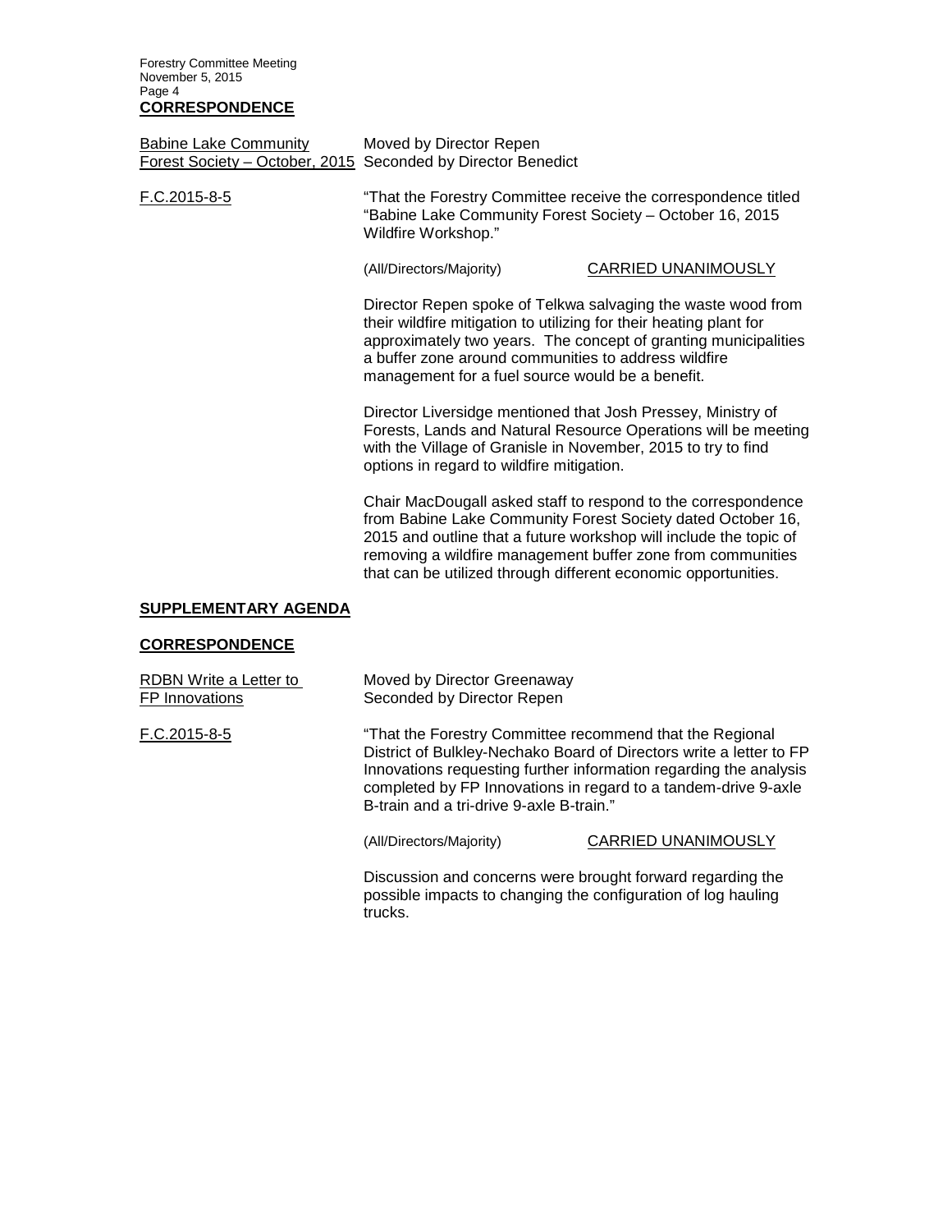## CORRESPONDENCE

Babine Lake Community Forest Society – October, 2015

Moved by Director Repen
Seconded by Director Benedict

F.C.2015-8-5

"That the Forestry Committee receive the correspondence titled "Babine Lake Community Forest Society – October 16, 2015 Wildfire Workshop."

(All/Directors/Majority) CARRIED UNANIMOUSLY

Director Repen spoke of Telkwa salvaging the waste wood from their wildfire mitigation to utilizing for their heating plant for approximately two years. The concept of granting municipalities a buffer zone around communities to address wildfire management for a fuel source would be a benefit.

Director Liversidge mentioned that Josh Pressey, Ministry of Forests, Lands and Natural Resource Operations will be meeting with the Village of Granisle in November, 2015 to try to find options in regard to wildfire mitigation.

Chair MacDougall asked staff to respond to the correspondence from Babine Lake Community Forest Society dated October 16, 2015 and outline that a future workshop will include the topic of removing a wildfire management buffer zone from communities that can be utilized through different economic opportunities.

## SUPPLEMENTARY AGENDA

## CORRESPONDENCE

RDBN Write a Letter to FP Innovations

Moved by Director Greenaway
Seconded by Director Repen

F.C.2015-8-5

"That the Forestry Committee recommend that the Regional District of Bulkley-Nechako Board of Directors write a letter to FP Innovations requesting further information regarding the analysis completed by FP Innovations in regard to a tandem-drive 9-axle B-train and a tri-drive 9-axle B-train."

(All/Directors/Majority) CARRIED UNANIMOUSLY

Discussion and concerns were brought forward regarding the possible impacts to changing the configuration of log hauling trucks.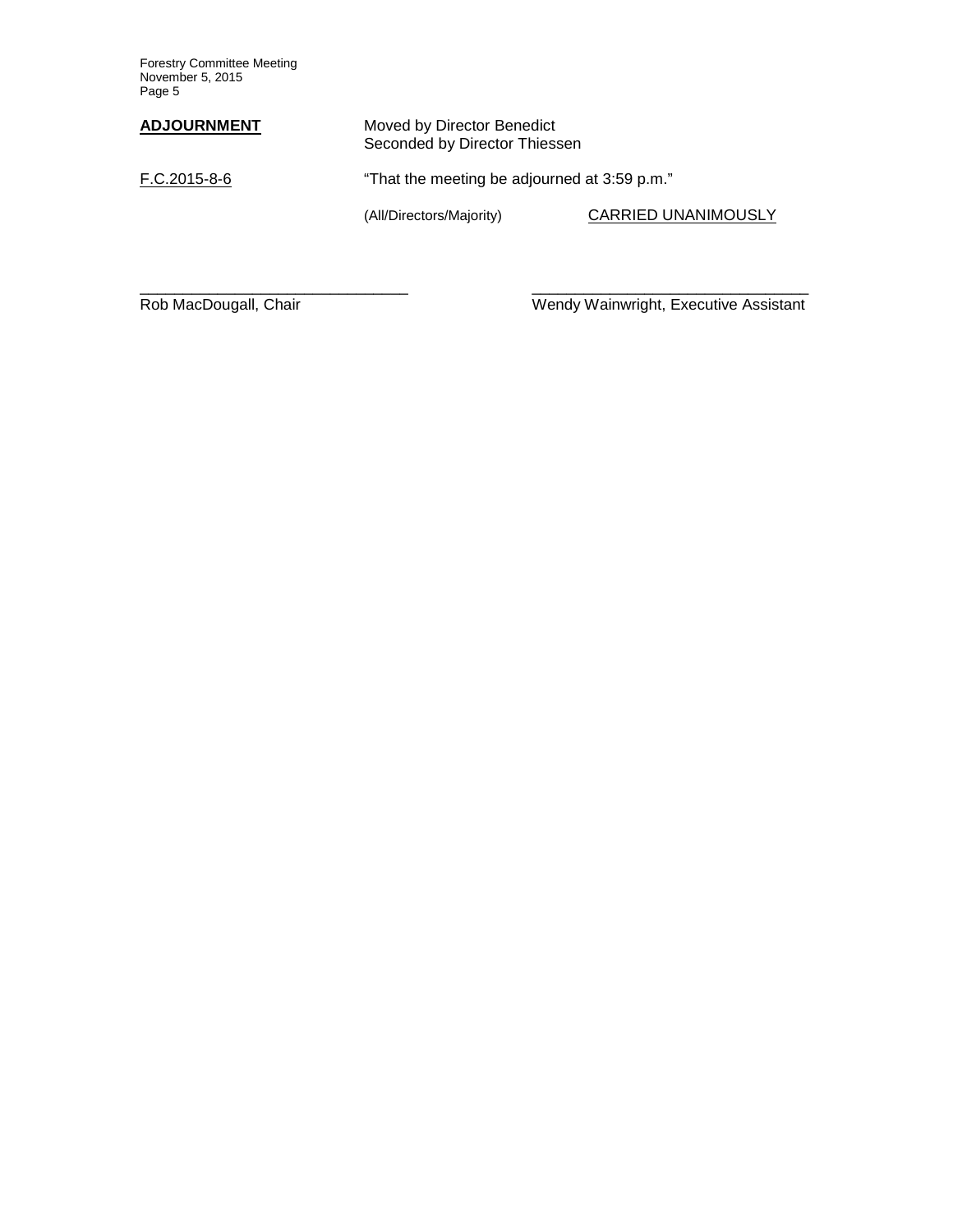**ADJOURNMENT**

Moved by Director Benedict
Seconded by Director Thiessen

F.C.2015-8-6

"That the meeting be adjourned at 3:59 p.m."

(All/Directors/Majority) CARRIED UNANIMOUSLY

\_\_\_\_\_\_\_\_\_\_\_\_\_\_\_\_\_\_\_\_\_\_\_\_\_\_\_\_\_\_
Rob MacDougall, Chair

\_\_\_\_\_\_\_\_\_\_\_\_\_\_\_\_\_\_\_\_\_\_\_\_\_\_\_\_\_\_
Wendy Wainwright, Executive Assistant